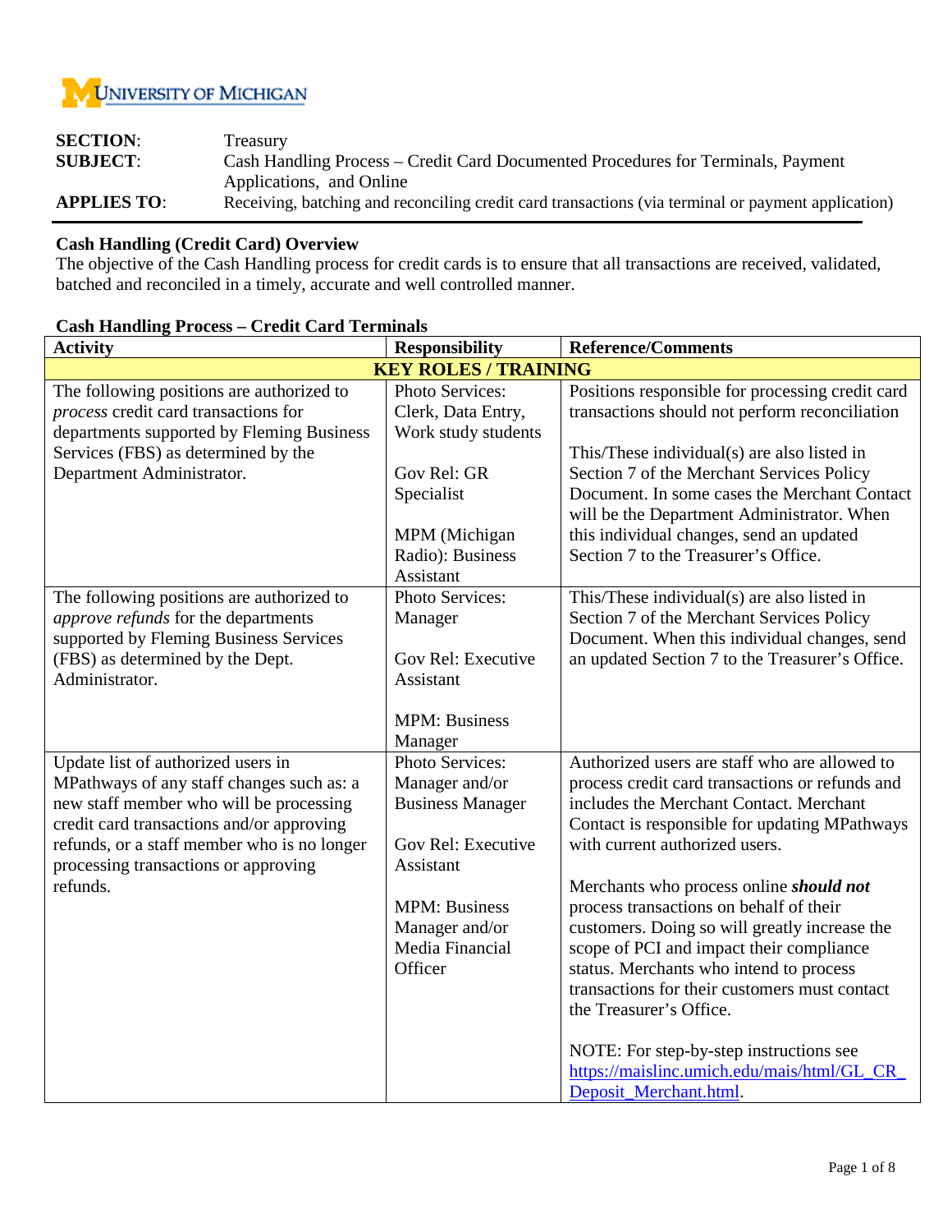UNIVERSITY OF MICHIGAN

**SECTION**: Treasury

**SUBJECT**: Cash Handling Process – Credit Card Documented Procedures for Terminals, Payment Applications, and Online

**APPLIES TO**: Receiving, batching and reconciling credit card transactions (via terminal or payment application)

**Cash Handling (Credit Card) Overview**

The objective of the Cash Handling process for credit cards is to ensure that all transactions are received, validated, batched and reconciled in a timely, accurate and well controlled manner.

**Cash Handling Process – Credit Card Terminals**

| Activity | Responsibility | Reference/Comments |
|---|---|---|
| **KEY ROLES / TRAINING** | | |
| The following positions are authorized to *process* credit card transactions for departments supported by Fleming Business Services (FBS) as determined by the Department Administrator. | Photo Services: Clerk, Data Entry, Work study students<br><br>Gov Rel: GR Specialist<br><br>MPM (Michigan Radio): Business Assistant | Positions responsible for processing credit card transactions should not perform reconciliation<br><br>This/These individual(s) are also listed in Section 7 of the Merchant Services Policy Document. In some cases the Merchant Contact will be the Department Administrator. When this individual changes, send an updated Section 7 to the Treasurer's Office. |
| The following positions are authorized to *approve refunds* for the departments supported by Fleming Business Services (FBS) as determined by the Dept. Administrator. | Photo Services: Manager<br><br>Gov Rel: Executive Assistant<br><br>MPM: Business Manager | This/These individual(s) are also listed in Section 7 of the Merchant Services Policy Document. When this individual changes, send an updated Section 7 to the Treasurer's Office. |
| Update list of authorized users in MPathways of any staff changes such as: a new staff member who will be processing credit card transactions and/or approving refunds, or a staff member who is no longer processing transactions or approving refunds. | Photo Services: Manager and/or Business Manager<br><br>Gov Rel: Executive Assistant<br><br>MPM: Business Manager and/or Media Financial Officer | Authorized users are staff who are allowed to process credit card transactions or refunds and includes the Merchant Contact. Merchant Contact is responsible for updating MPathways with current authorized users.<br><br>Merchants who process online ***should not*** process transactions on behalf of their customers. Doing so will greatly increase the scope of PCI and impact their compliance status. Merchants who intend to process transactions for their customers must contact the Treasurer's Office.<br><br>NOTE: For step-by-step instructions see https://maislinc.umich.edu/mais/html/GL_CR_Deposit_Merchant.html. |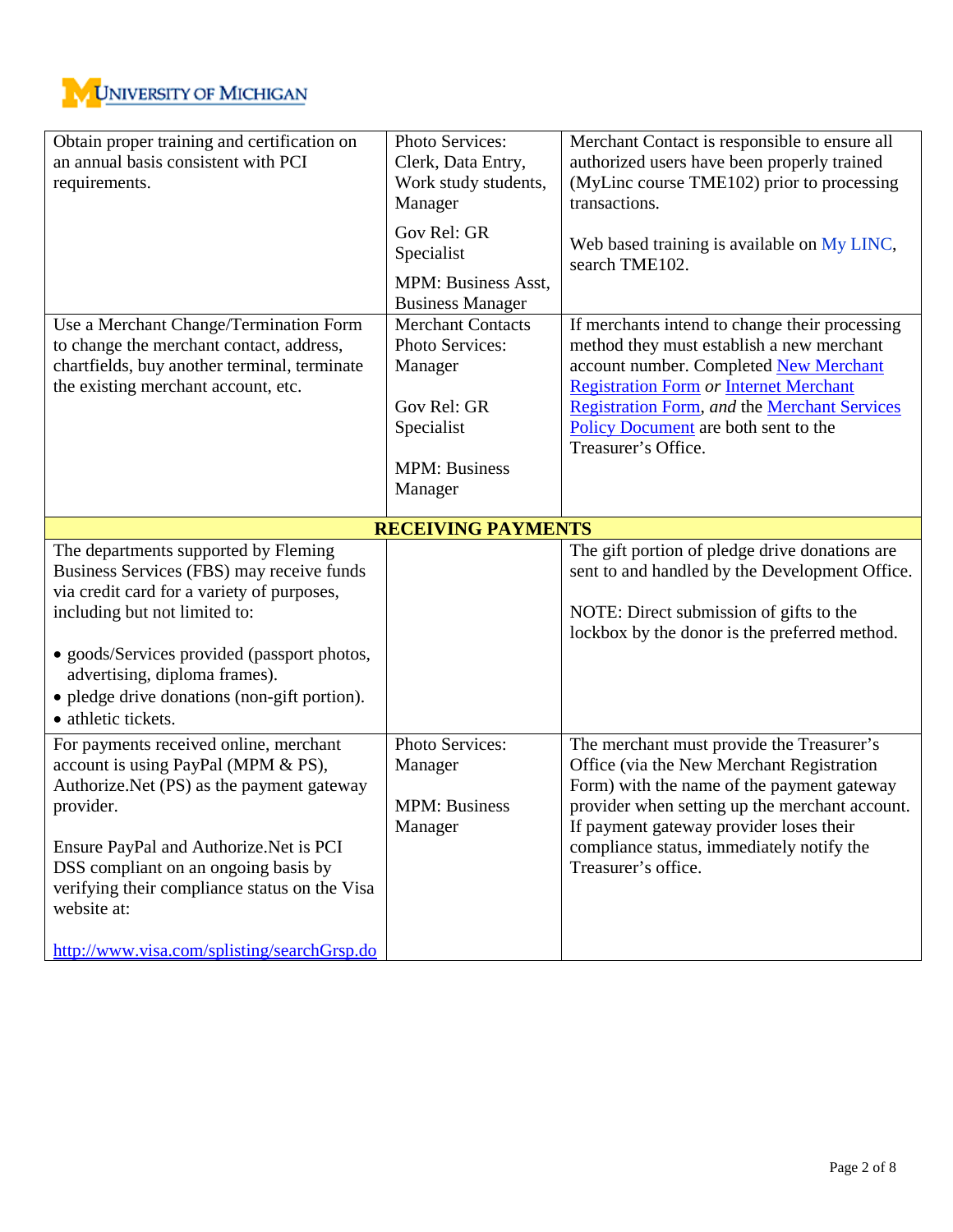| | | |
|---|---|---|
| Obtain proper training and certification on an annual basis consistent with PCI requirements. | Photo Services: Clerk, Data Entry, Work study students, Manager<br><br>Gov Rel: GR Specialist<br><br>MPM: Business Asst, Business Manager | Merchant Contact is responsible to ensure all authorized users have been properly trained (MyLinc course TME102) prior to processing transactions.<br><br>Web based training is available on My LINC, search TME102. |
| Use a Merchant Change/Termination Form to change the merchant contact, address, chartfields, buy another terminal, terminate the existing merchant account, etc. | Merchant Contacts Photo Services: Manager<br><br>Gov Rel: GR Specialist<br><br>MPM: Business Manager | If merchants intend to change their processing method they must establish a new merchant account number. Completed New Merchant Registration Form *or* Internet Merchant Registration Form, *and* the Merchant Services Policy Document are both sent to the Treasurer's Office. |
| **RECEIVING PAYMENTS** | | |
| The departments supported by Fleming Business Services (FBS) may receive funds via credit card for a variety of purposes, including but not limited to:<br><br>• goods/Services provided (passport photos, advertising, diploma frames).<br>• pledge drive donations (non-gift portion).<br>• athletic tickets. | | The gift portion of pledge drive donations are sent to and handled by the Development Office.<br><br>NOTE: Direct submission of gifts to the lockbox by the donor is the preferred method. |
| For payments received online, merchant account is using PayPal (MPM & PS), Authorize.Net (PS) as the payment gateway provider.<br><br>Ensure PayPal and Authorize.Net is PCI DSS compliant on an ongoing basis by verifying their compliance status on the Visa website at:<br><br>http://www.visa.com/splisting/searchGrsp.do | Photo Services: Manager<br><br>MPM: Business Manager | The merchant must provide the Treasurer's Office (via the New Merchant Registration Form) with the name of the payment gateway provider when setting up the merchant account. If payment gateway provider loses their compliance status, immediately notify the Treasurer's office. |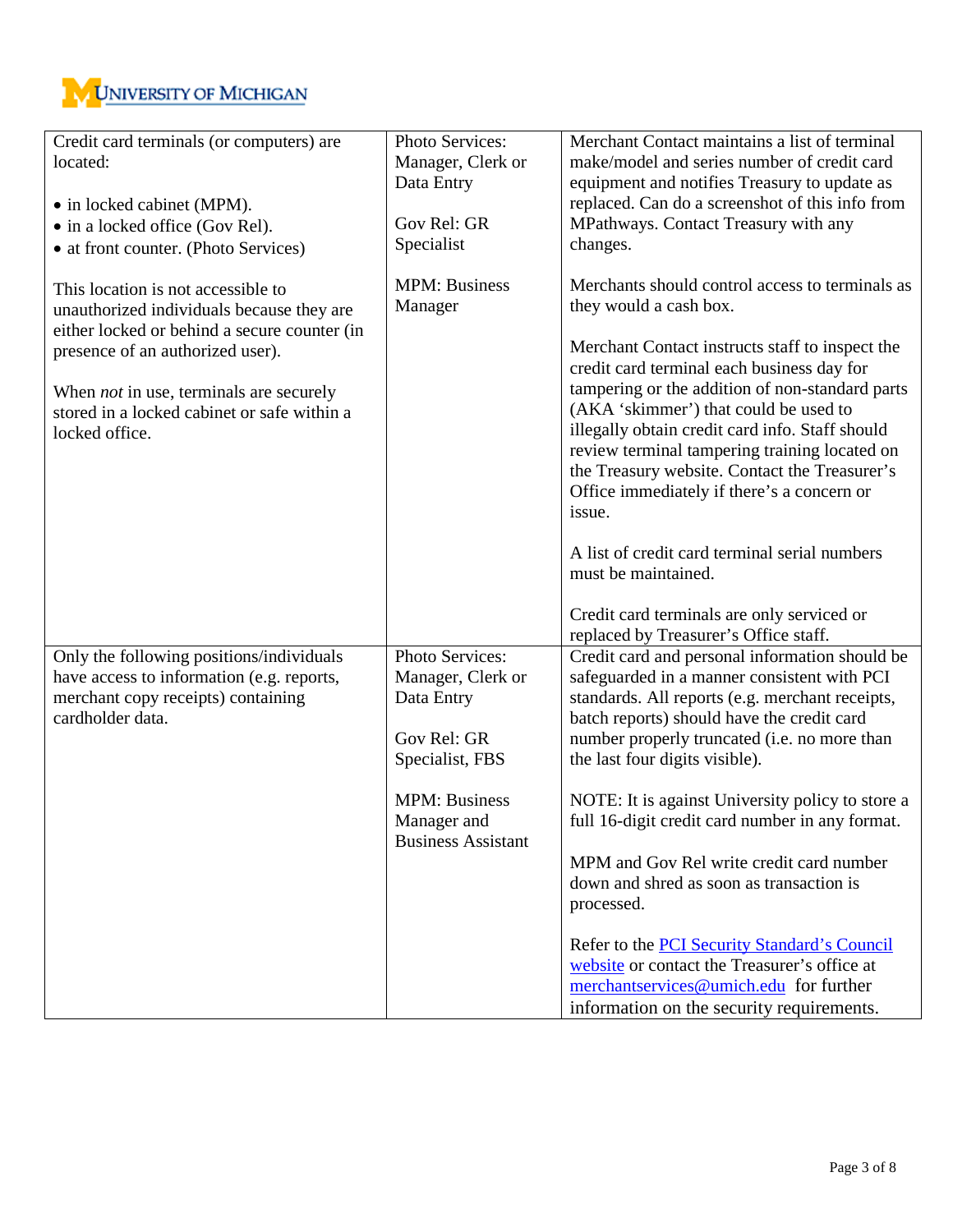| | | |
|---|---|---|
| Credit card terminals (or computers) are located:<br><br>• in locked cabinet (MPM).<br>• in a locked office (Gov Rel).<br>• at front counter. (Photo Services)<br><br>This location is not accessible to unauthorized individuals because they are either locked or behind a secure counter (in presence of an authorized user).<br><br>When *not* in use, terminals are securely stored in a locked cabinet or safe within a locked office. | Photo Services: Manager, Clerk or Data Entry<br><br>Gov Rel: GR Specialist<br><br>MPM: Business Manager | Merchant Contact maintains a list of terminal make/model and series number of credit card equipment and notifies Treasury to update as replaced. Can do a screenshot of this info from MPathways. Contact Treasury with any changes.<br><br>Merchants should control access to terminals as they would a cash box.<br><br>Merchant Contact instructs staff to inspect the credit card terminal each business day for tampering or the addition of non-standard parts (AKA 'skimmer') that could be used to illegally obtain credit card info. Staff should review terminal tampering training located on the Treasury website. Contact the Treasurer's Office immediately if there's a concern or issue.<br><br>A list of credit card terminal serial numbers must be maintained.<br><br>Credit card terminals are only serviced or replaced by Treasurer's Office staff. |
| Only the following positions/individuals have access to information (e.g. reports, merchant copy receipts) containing cardholder data. | Photo Services: Manager, Clerk or Data Entry<br><br>Gov Rel: GR Specialist, FBS<br><br>MPM: Business Manager and Business Assistant | Credit card and personal information should be safeguarded in a manner consistent with PCI standards. All reports (e.g. merchant receipts, batch reports) should have the credit card number properly truncated (i.e. no more than the last four digits visible).<br><br>NOTE: It is against University policy to store a full 16-digit credit card number in any format.<br><br>MPM and Gov Rel write credit card number down and shred as soon as transaction is processed.<br><br>Refer to the PCI Security Standard's Council website or contact the Treasurer's office at merchantservices@umich.edu for further information on the security requirements. |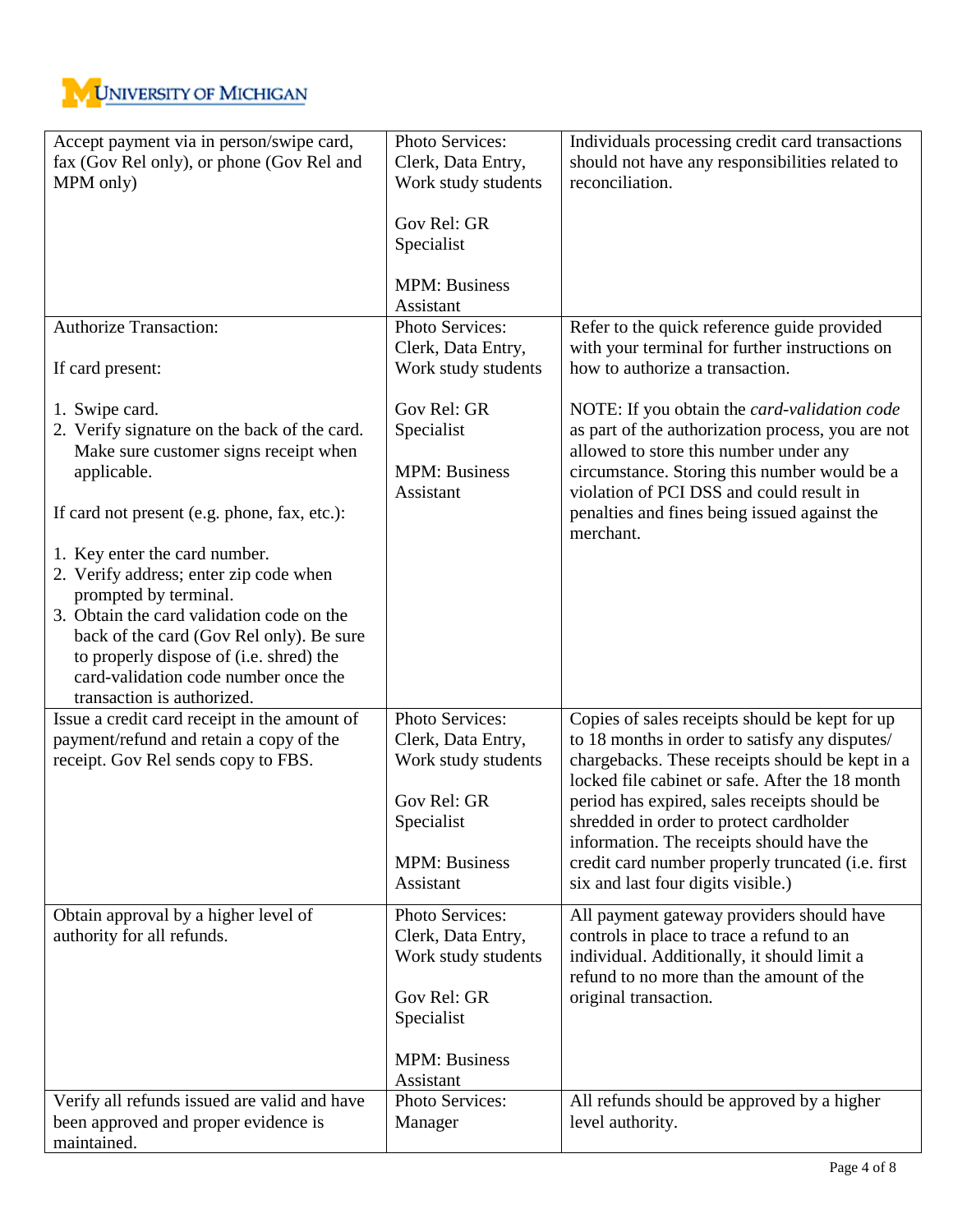| | | |
|---|---|---|
| Accept payment via in person/swipe card, fax (Gov Rel only), or phone (Gov Rel and MPM only) | Photo Services: Clerk, Data Entry, Work study students<br><br>Gov Rel: GR Specialist<br><br>MPM: Business Assistant | Individuals processing credit card transactions should not have any responsibilities related to reconciliation. |
| Authorize Transaction:<br><br>If card present:<br><br>1. Swipe card.<br>2. Verify signature on the back of the card. Make sure customer signs receipt when applicable.<br><br>If card not present (e.g. phone, fax, etc.):<br><br>1. Key enter the card number.<br>2. Verify address; enter zip code when prompted by terminal.<br>3. Obtain the card validation code on the back of the card (Gov Rel only). Be sure to properly dispose of (i.e. shred) the card-validation code number once the transaction is authorized. | Photo Services: Clerk, Data Entry, Work study students<br><br>Gov Rel: GR Specialist<br><br>MPM: Business Assistant | Refer to the quick reference guide provided with your terminal for further instructions on how to authorize a transaction.<br><br>NOTE: If you obtain the *card-validation code* as part of the authorization process, you are not allowed to store this number under any circumstance. Storing this number would be a violation of PCI DSS and could result in penalties and fines being issued against the merchant. |
| Issue a credit card receipt in the amount of payment/refund and retain a copy of the receipt. Gov Rel sends copy to FBS. | Photo Services: Clerk, Data Entry, Work study students<br><br>Gov Rel: GR Specialist<br><br>MPM: Business Assistant | Copies of sales receipts should be kept for up to 18 months in order to satisfy any disputes/ chargebacks. These receipts should be kept in a locked file cabinet or safe. After the 18 month period has expired, sales receipts should be shredded in order to protect cardholder information. The receipts should have the credit card number properly truncated (i.e. first six and last four digits visible.) |
| Obtain approval by a higher level of authority for all refunds. | Photo Services: Clerk, Data Entry, Work study students<br><br>Gov Rel: GR Specialist<br><br>MPM: Business Assistant | All payment gateway providers should have controls in place to trace a refund to an individual. Additionally, it should limit a refund to no more than the amount of the original transaction. |
| Verify all refunds issued are valid and have been approved and proper evidence is maintained. | Photo Services: Manager | All refunds should be approved by a higher level authority. |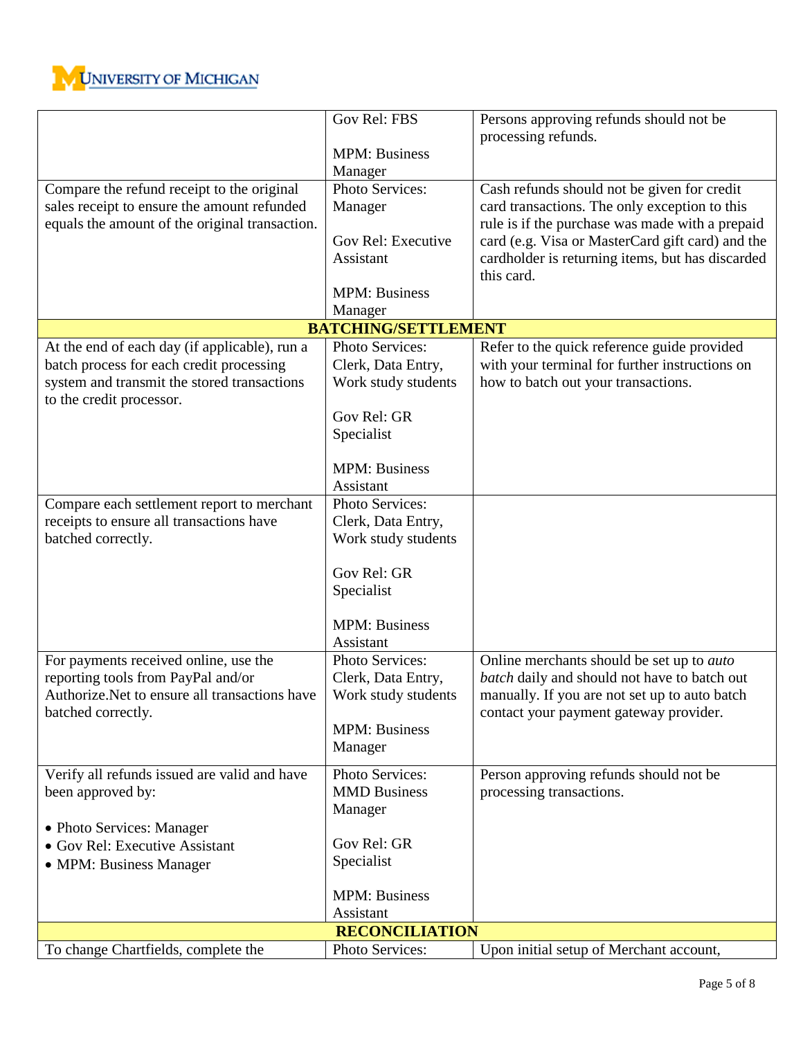| | | |
|---|---|---|
| | Gov Rel: FBS<br><br>MPM: Business Manager | Persons approving refunds should not be processing refunds. |
| Compare the refund receipt to the original sales receipt to ensure the amount refunded equals the amount of the original transaction. | Photo Services: Manager<br><br>Gov Rel: Executive Assistant<br><br>MPM: Business Manager | Cash refunds should not be given for credit card transactions. The only exception to this rule is if the purchase was made with a prepaid card (e.g. Visa or MasterCard gift card) and the cardholder is returning items, but has discarded this card. |
| **BATCHING/SETTLEMENT** | | |
| At the end of each day (if applicable), run a batch process for each credit processing system and transmit the stored transactions to the credit processor. | Photo Services: Clerk, Data Entry, Work study students<br><br>Gov Rel: GR Specialist<br><br>MPM: Business Assistant | Refer to the quick reference guide provided with your terminal for further instructions on how to batch out your transactions. |
| Compare each settlement report to merchant receipts to ensure all transactions have batched correctly. | Photo Services: Clerk, Data Entry, Work study students<br><br>Gov Rel: GR Specialist<br><br>MPM: Business Assistant | |
| For payments received online, use the reporting tools from PayPal and/or Authorize.Net to ensure all transactions have batched correctly. | Photo Services: Clerk, Data Entry, Work study students<br><br>MPM: Business Manager | Online merchants should be set up to *auto batch* daily and should not have to batch out manually. If you are not set up to auto batch contact your payment gateway provider. |
| Verify all refunds issued are valid and have been approved by:<br><br>• Photo Services: Manager<br>• Gov Rel: Executive Assistant<br>• MPM: Business Manager | Photo Services: MMD Business Manager<br><br>Gov Rel: GR Specialist<br><br>MPM: Business Assistant | Person approving refunds should not be processing transactions. |
| **RECONCILIATION** | | |
| To change Chartfields, complete the | Photo Services: | Upon initial setup of Merchant account, |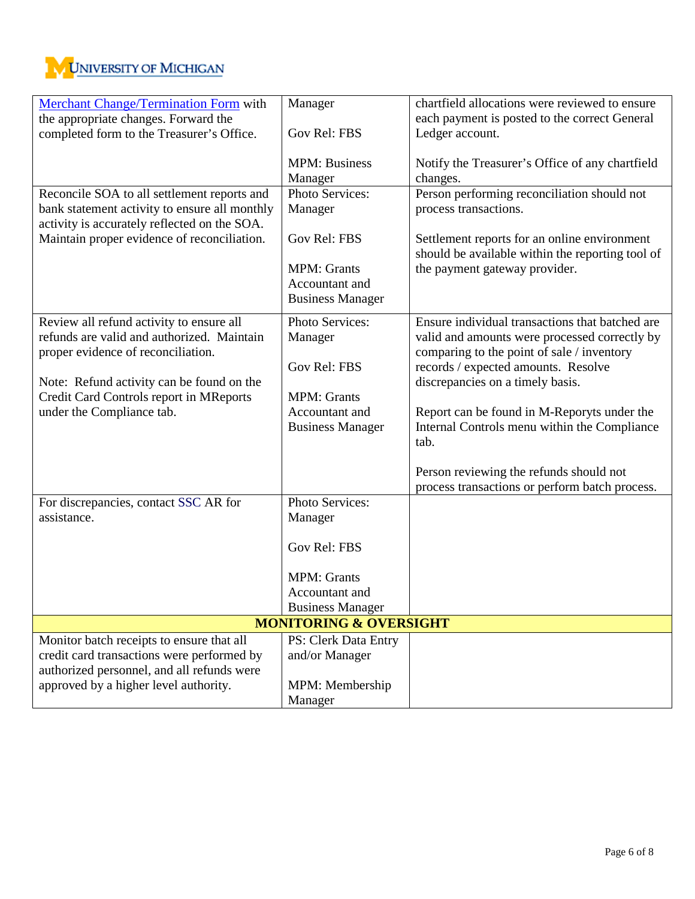| | | |
|---|---|---|
| Merchant Change/Termination Form with the appropriate changes. Forward the completed form to the Treasurer's Office. | Manager<br><br>Gov Rel: FBS<br><br>MPM: Business Manager | chartfield allocations were reviewed to ensure each payment is posted to the correct General Ledger account.<br><br>Notify the Treasurer's Office of any chartfield changes. |
| Reconcile SOA to all settlement reports and bank statement activity to ensure all monthly activity is accurately reflected on the SOA. Maintain proper evidence of reconciliation. | Photo Services: Manager<br><br>Gov Rel: FBS<br><br>MPM: Grants Accountant and Business Manager | Person performing reconciliation should not process transactions.<br><br>Settlement reports for an online environment should be available within the reporting tool of the payment gateway provider. |
| Review all refund activity to ensure all refunds are valid and authorized. Maintain proper evidence of reconciliation.<br><br>Note: Refund activity can be found on the Credit Card Controls report in MReports under the Compliance tab. | Photo Services: Manager<br><br>Gov Rel: FBS<br><br>MPM: Grants Accountant and Business Manager | Ensure individual transactions that batched are valid and amounts were processed correctly by comparing to the point of sale / inventory records / expected amounts. Resolve discrepancies on a timely basis.<br><br>Report can be found in M-Reporyts under the Internal Controls menu within the Compliance tab.<br><br>Person reviewing the refunds should not process transactions or perform batch process. |
| For discrepancies, contact SSC AR for assistance. | Photo Services: Manager<br><br>Gov Rel: FBS<br><br>MPM: Grants Accountant and Business Manager | |
| **MONITORING & OVERSIGHT** | | |
| Monitor batch receipts to ensure that all credit card transactions were performed by authorized personnel, and all refunds were approved by a higher level authority. | PS: Clerk Data Entry and/or Manager<br><br>MPM: Membership Manager | |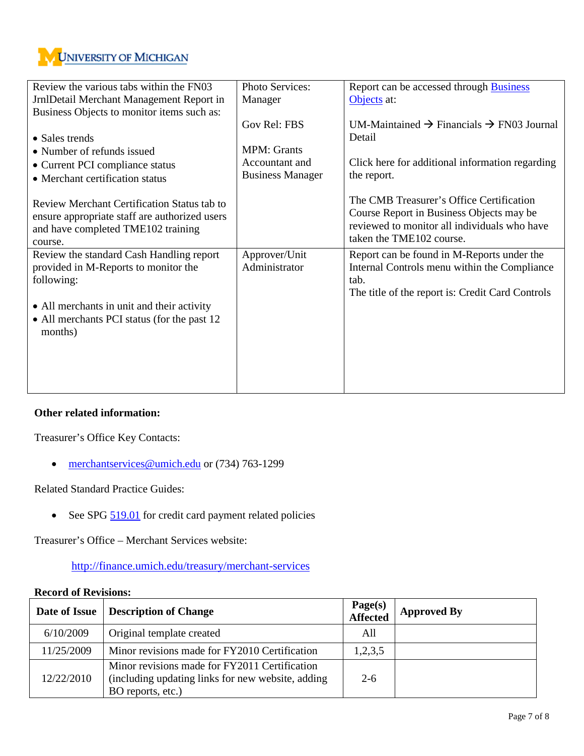| | | |
|---|---|---|
| Review the various tabs within the FN03 JrnlDetail Merchant Management Report in Business Objects to monitor items such as:<br><br>• Sales trends<br>• Number of refunds issued<br>• Current PCI compliance status<br>• Merchant certification status<br><br>Review Merchant Certification Status tab to ensure appropriate staff are authorized users and have completed TME102 training course. | Photo Services: Manager<br><br>Gov Rel: FBS<br><br>MPM: Grants Accountant and Business Manager | Report can be accessed through Business Objects at:<br><br>UM-Maintained → Financials → FN03 Journal Detail<br><br>Click here for additional information regarding the report.<br><br>The CMB Treasurer's Office Certification Course Report in Business Objects may be reviewed to monitor all individuals who have taken the TME102 course. |
| Review the standard Cash Handling report provided in M-Reports to monitor the following:<br><br>• All merchants in unit and their activity<br>• All merchants PCI status (for the past 12 months) | Approver/Unit Administrator | Report can be found in M-Reports under the Internal Controls menu within the Compliance tab.<br>The title of the report is: Credit Card Controls |

**Other related information:**

Treasurer's Office Key Contacts:

- merchantservices@umich.edu or (734) 763-1299

Related Standard Practice Guides:

- See SPG 519.01 for credit card payment related policies

Treasurer's Office – Merchant Services website:

http://finance.umich.edu/treasury/merchant-services

**Record of Revisions:**

| Date of Issue | Description of Change | Page(s) Affected | Approved By |
|---|---|---|---|
| 6/10/2009 | Original template created | All | |
| 11/25/2009 | Minor revisions made for FY2010 Certification | 1,2,3,5 | |
| 12/22/2010 | Minor revisions made for FY2011 Certification (including updating links for new website, adding BO reports, etc.) | 2-6 | |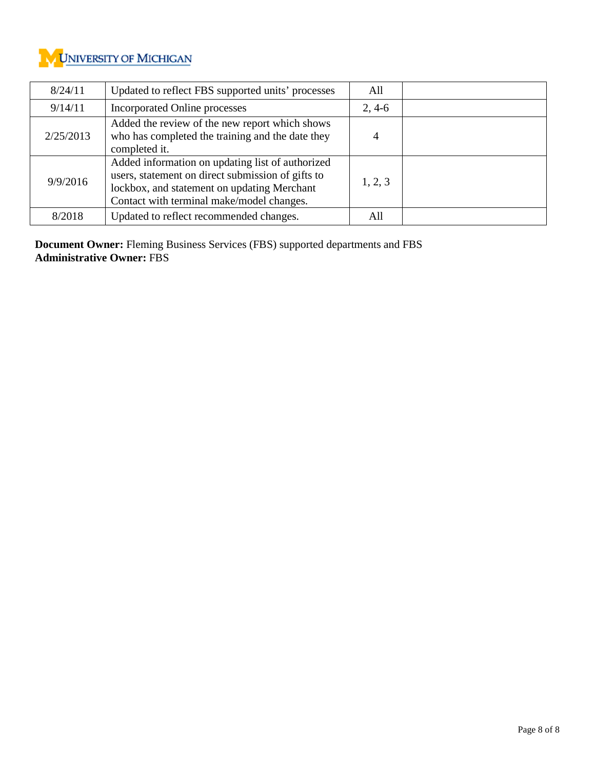| | | | |
|---|---|---|---|
| 8/24/11 | Updated to reflect FBS supported units' processes | All | |
| 9/14/11 | Incorporated Online processes | 2, 4-6 | |
| 2/25/2013 | Added the review of the new report which shows who has completed the training and the date they completed it. | 4 | |
| 9/9/2016 | Added information on updating list of authorized users, statement on direct submission of gifts to lockbox, and statement on updating Merchant Contact with terminal make/model changes. | 1, 2, 3 | |
| 8/2018 | Updated to reflect recommended changes. | All | |

**Document Owner:** Fleming Business Services (FBS) supported departments and FBS
**Administrative Owner:** FBS